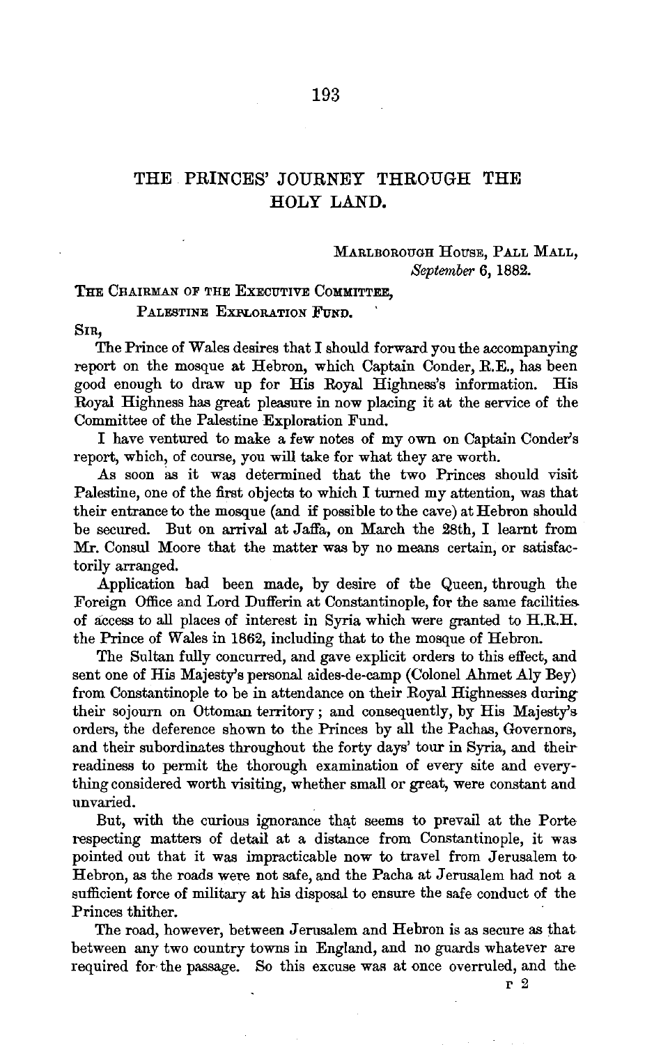# THE PRINCES' JOURNEY THROUGH THE HOLY LAND.

MARLBOROUGH HOUSE, PALL MALL,  
*September* 6, 1882.

THE CHAIRMAN OF THE EXECUTIVE COMMITTEE,  
PALESTINE EXPLORATION FUND.

SIR,

The Prince of Wales desires that I should forward you the accompanying report on the mosque at Hebron, which Captain Conder, R.E., has been good enough to draw up for His Royal Highness's information. His Royal Highness has great pleasure in now placing it at the service of the Committee of the Palestine Exploration Fund.

I have ventured to make a few notes of my own on Captain Conder's report, which, of course, you will take for what they are worth.

As soon as it was determined that the two Princes should visit Palestine, one of the first objects to which I turned my attention, was that their entrance to the mosque (and if possible to the cave) at Hebron should be secured. But on arrival at Jaffa, on March the 28th, I learnt from Mr. Consul Moore that the matter was by no means certain, or satisfactorily arranged.

Application had been made, by desire of the Queen, through the Foreign Office and Lord Dufferin at Constantinople, for the same facilities of access to all places of interest in Syria which were granted to H.R.H. the Prince of Wales in 1862, including that to the mosque of Hebron.

The Sultan fully concurred, and gave explicit orders to this effect, and sent one of His Majesty's personal aides-de-camp (Colonel Ahmet Aly Bey) from Constantinople to be in attendance on their Royal Highnesses during their sojourn on Ottoman territory; and consequently, by His Majesty's orders, the deference shown to the Princes by all the Pachas, Governors, and their subordinates throughout the forty days' tour in Syria, and their readiness to permit the thorough examination of every site and everything considered worth visiting, whether small or great, were constant and unvaried.

But, with the curious ignorance that seems to prevail at the Porte respecting matters of detail at a distance from Constantinople, it was pointed out that it was impracticable now to travel from Jerusalem to Hebron, as the roads were not safe, and the Pacha at Jerusalem had not a sufficient force of military at his disposal to ensure the safe conduct of the Princes thither.

The road, however, between Jerusalem and Hebron is as secure as that between any two country towns in England, and no guards whatever are required for the passage. So this excuse was at once overruled, and the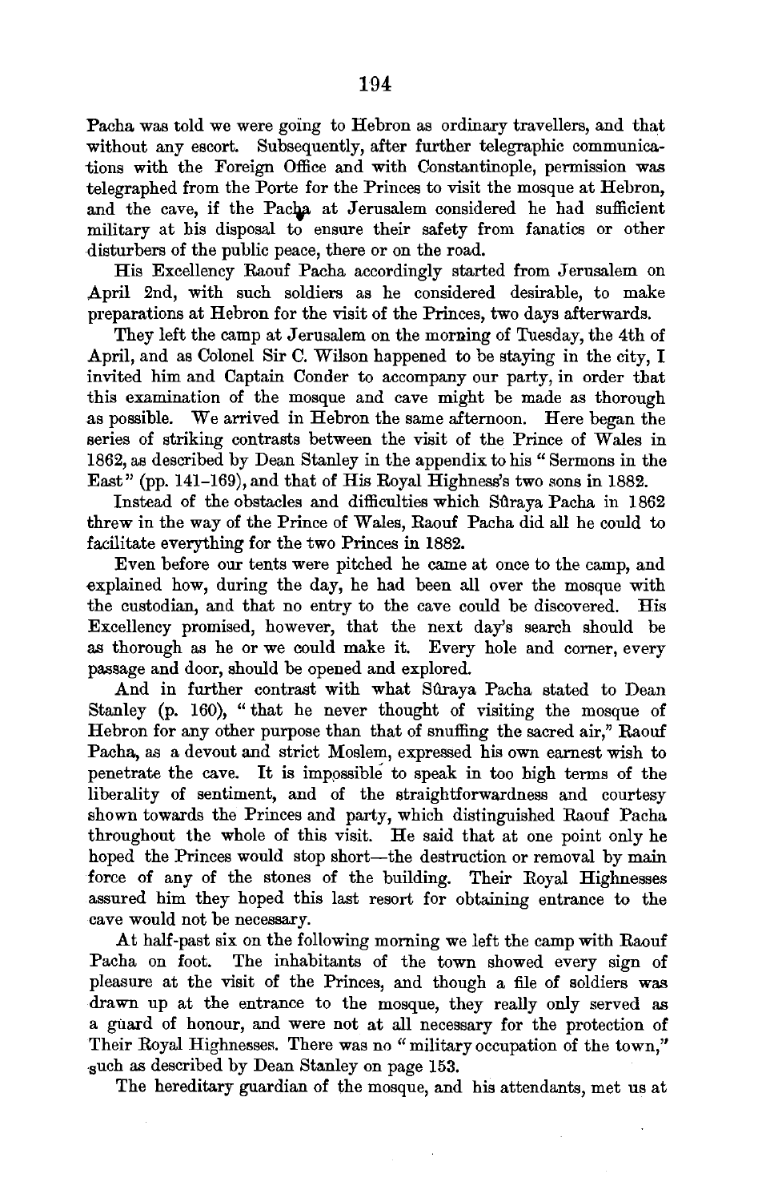Pacha was told we were going to Hebron as ordinary travellers, and that without any escort. Subsequently, after further telegraphic communications with the Foreign Office and with Constantinople, permission was telegraphed from the Porte for the Princes to visit the mosque at Hebron, and the cave, if the Pacha at Jerusalem considered he had sufficient military at his disposal to ensure their safety from fanatics or other disturbers of the public peace, there or on the road.

His Excellency Raouf Pacha accordingly started from Jerusalem on April 2nd, with such soldiers as he considered desirable, to make preparations at Hebron for the visit of the Princes, two days afterwards.

They left the camp at Jerusalem on the morning of Tuesday, the 4th of April, and as Colonel Sir C. Wilson happened to be staying in the city, I invited him and Captain Conder to accompany our party, in order that this examination of the mosque and cave might be made as thorough as possible. We arrived in Hebron the same afternoon. Here began the series of striking contrasts between the visit of the Prince of Wales in 1862, as described by Dean Stanley in the appendix to his "Sermons in the East" (pp. 141–169), and that of His Royal Highness's two sons in 1882.

Instead of the obstacles and difficulties which Sûraya Pacha in 1862 threw in the way of the Prince of Wales, Raouf Pacha did all he could to facilitate everything for the two Princes in 1882.

Even before our tents were pitched he came at once to the camp, and explained how, during the day, he had been all over the mosque with the custodian, and that no entry to the cave could be discovered. His Excellency promised, however, that the next day's search should be as thorough as he or we could make it. Every hole and corner, every passage and door, should be opened and explored.

And in further contrast with what Sûraya Pacha stated to Dean Stanley (p. 160), "that he never thought of visiting the mosque of Hebron for any other purpose than that of snuffing the sacred air," Raouf Pacha, as a devout and strict Moslem, expressed his own earnest wish to penetrate the cave. It is impossible to speak in too high terms of the liberality of sentiment, and of the straightforwardness and courtesy shown towards the Princes and party, which distinguished Raouf Pacha throughout the whole of this visit. He said that at one point only he hoped the Princes would stop short—the destruction or removal by main force of any of the stones of the building. Their Royal Highnesses assured him they hoped this last resort for obtaining entrance to the cave would not be necessary.

At half-past six on the following morning we left the camp with Raouf Pacha on foot. The inhabitants of the town showed every sign of pleasure at the visit of the Princes, and though a file of soldiers was drawn up at the entrance to the mosque, they really only served as a guard of honour, and were not at all necessary for the protection of Their Royal Highnesses. There was no "military occupation of the town," such as described by Dean Stanley on page 153.

The hereditary guardian of the mosque, and his attendants, met us at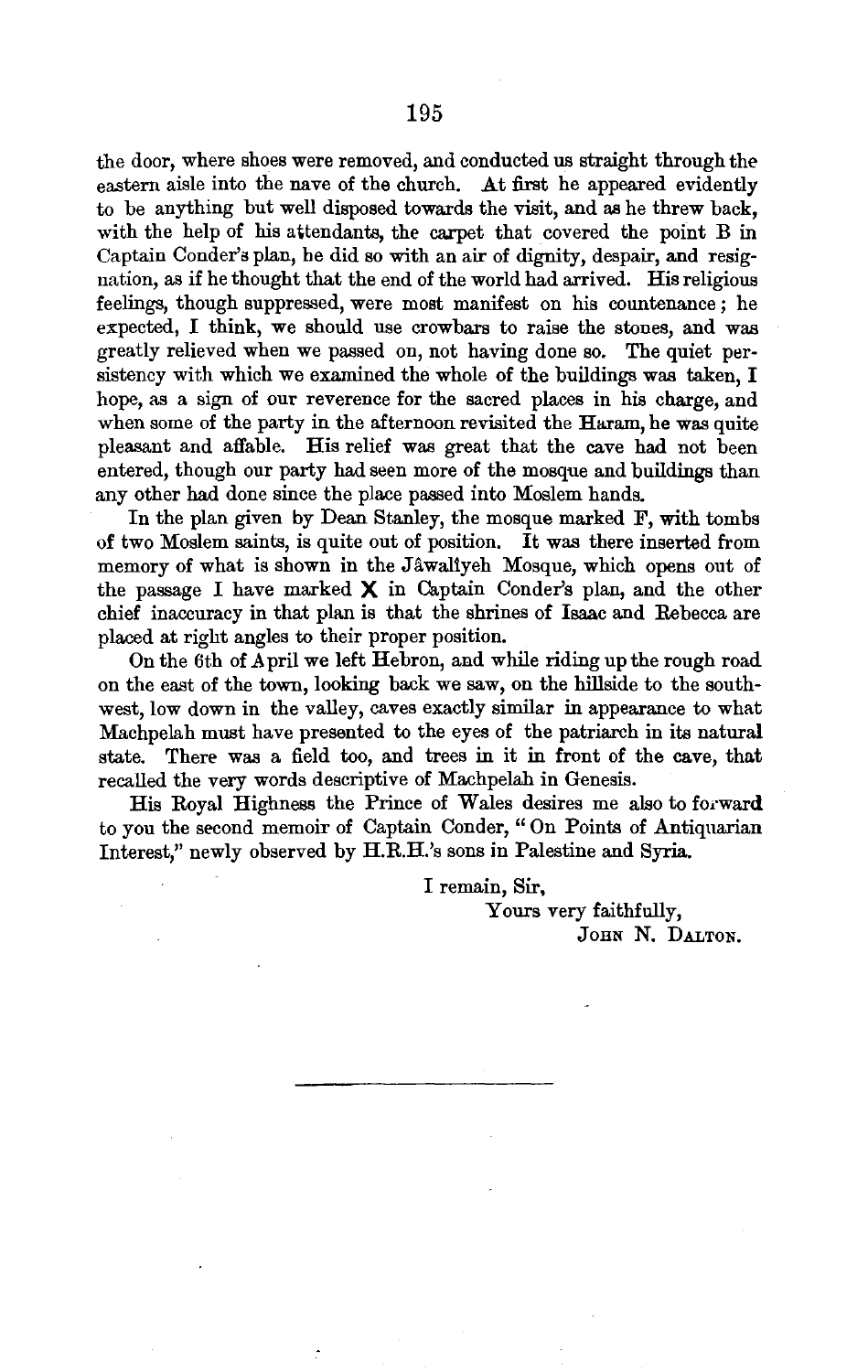the door, where shoes were removed, and conducted us straight through the eastern aisle into the nave of the church. At first he appeared evidently to be anything but well disposed towards the visit, and as he threw back, with the help of his attendants, the carpet that covered the point B in Captain Conder's plan, he did so with an air of dignity, despair, and resignation, as if he thought that the end of the world had arrived. His religious feelings, though suppressed, were most manifest on his countenance; he expected, I think, we should use crowbars to raise the stones, and was greatly relieved when we passed on, not having done so. The quiet persistency with which we examined the whole of the buildings was taken, I hope, as a sign of our reverence for the sacred places in his charge, and when some of the party in the afternoon revisited the Haram, he was quite pleasant and affable. His relief was great that the cave had not been entered, though our party had seen more of the mosque and buildings than any other had done since the place passed into Moslem hands.

In the plan given by Dean Stanley, the mosque marked F, with tombs of two Moslem saints, is quite out of position. It was there inserted from memory of what is shown in the Jâwalîyeh Mosque, which opens out of the passage I have marked **X** in Captain Conder's plan, and the other chief inaccuracy in that plan is that the shrines of Isaac and Rebecca are placed at right angles to their proper position.

On the 6th of April we left Hebron, and while riding up the rough road on the east of the town, looking back we saw, on the hillside to the southwest, low down in the valley, caves exactly similar in appearance to what Machpelah must have presented to the eyes of the patriarch in its natural state. There was a field too, and trees in it in front of the cave, that recalled the very words descriptive of Machpelah in Genesis.

His Royal Highness the Prince of Wales desires me also to forward to you the second memoir of Captain Conder, "On Points of Antiquarian Interest," newly observed by H.R.H.'s sons in Palestine and Syria.

I remain, Sir,

Yours very faithfully,

JOHN N. DALTON.